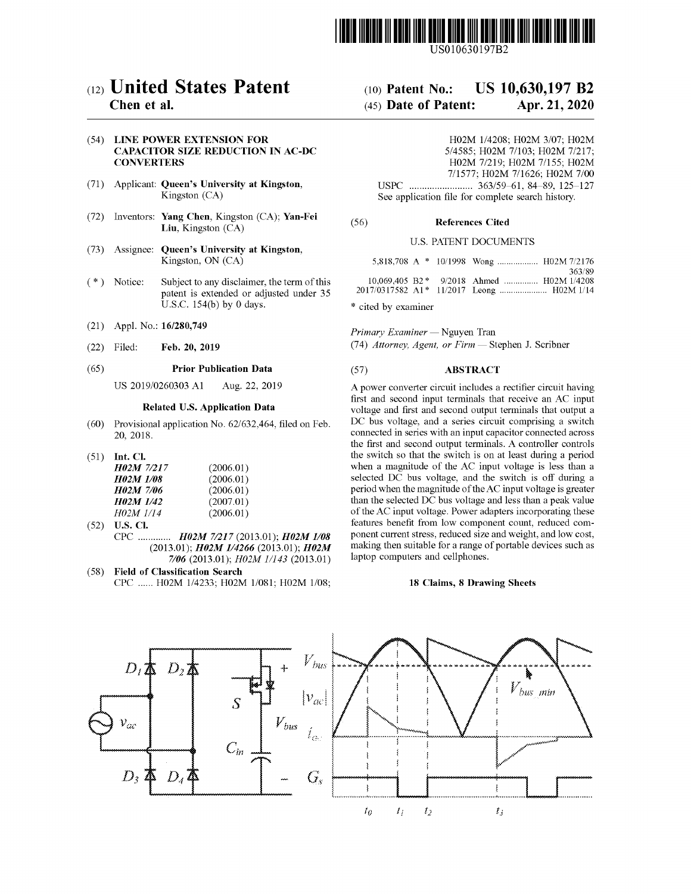US010630197B2

# (12) United States Patent
**Chen et al.**

(10) **Patent No.: US 10,630,197 B2**

(45) **Date of Patent: Apr. 21, 2020**

(54) **LINE POWER EXTENSION FOR CAPACITOR SIZE REDUCTION IN AC-DC CONVERTERS**

(71) Applicant: **Queen's University at Kingston**, Kingston (CA)

(72) Inventors: **Yang Chen**, Kingston (CA); **Yan-Fei Liu**, Kingston (CA)

(73) Assignee: **Queen's University at Kingston**, Kingston, ON (CA)

( * ) Notice: Subject to any disclaimer, the term of this patent is extended or adjusted under 35 U.S.C. 154(b) by 0 days.

(21) Appl. No.: **16/280,749**

(22) Filed: **Feb. 20, 2019**

(65) **Prior Publication Data**

US 2019/0260303 A1 Aug. 22, 2019

**Related U.S. Application Data**

(60) Provisional application No. 62/632,464, filed on Feb. 20, 2018.

(51) **Int. Cl.**

| | |
|---|---|
| ***H02M 7/217*** | (2006.01) |
| ***H02M 1/08*** | (2006.01) |
| ***H02M 7/06*** | (2006.01) |
| ***H02M 1/42*** | (2007.01) |
| *H02M 1/14* | (2006.01) |

(52) **U.S. Cl.**

CPC ............. ***H02M 7/217*** (2013.01); ***H02M 1/08*** (2013.01); ***H02M 1/4266*** (2013.01); ***H02M 7/06*** (2013.01); *H02M 1/143* (2013.01)

(58) **Field of Classification Search**

CPC ...... H02M 1/4233; H02M 1/081; H02M 1/08; H02M 1/4208; H02M 3/07; H02M 5/4585; H02M 7/103; H02M 7/217; H02M 7/219; H02M 7/155; H02M 7/1577; H02M 7/1626; H02M 7/00

USPC ......................... 363/59-61, 84-89, 125-127

See application file for complete search history.

(56) **References Cited**

U.S. PATENT DOCUMENTS

| | | | |
|---|---|---|---|
| 5,818,708 A * | 10/1998 | Wong .................. | H02M 7/2176 363/89 |
| 10,069,405 B2 * | 9/2018 | Ahmed ............... | H02M 1/4208 |
| 2017/0317582 A1 * | 11/2017 | Leong ..................... | H02M 1/14 |

\* cited by examiner

*Primary Examiner* — Nguyen Tran

(74) *Attorney, Agent, or Firm* — Stephen J. Scribner

(57) **ABSTRACT**

A power converter circuit includes a rectifier circuit having first and second input terminals that receive an AC input voltage and first and second output terminals that output a DC bus voltage, and a series circuit comprising a switch connected in series with an input capacitor connected across the first and second output terminals. A controller controls the switch so that the switch is on at least during a period when a magnitude of the AC input voltage is less than a selected DC bus voltage, and the switch is off during a period when the magnitude of the AC input voltage is greater than the selected DC bus voltage and less than a peak value of the AC input voltage. Power adapters incorporating these features benefit from low component count, reduced component current stress, reduced size and weight, and low cost, making then suitable for a range of portable devices such as laptop computers and cellphones.

**18 Claims, 8 Drawing Sheets**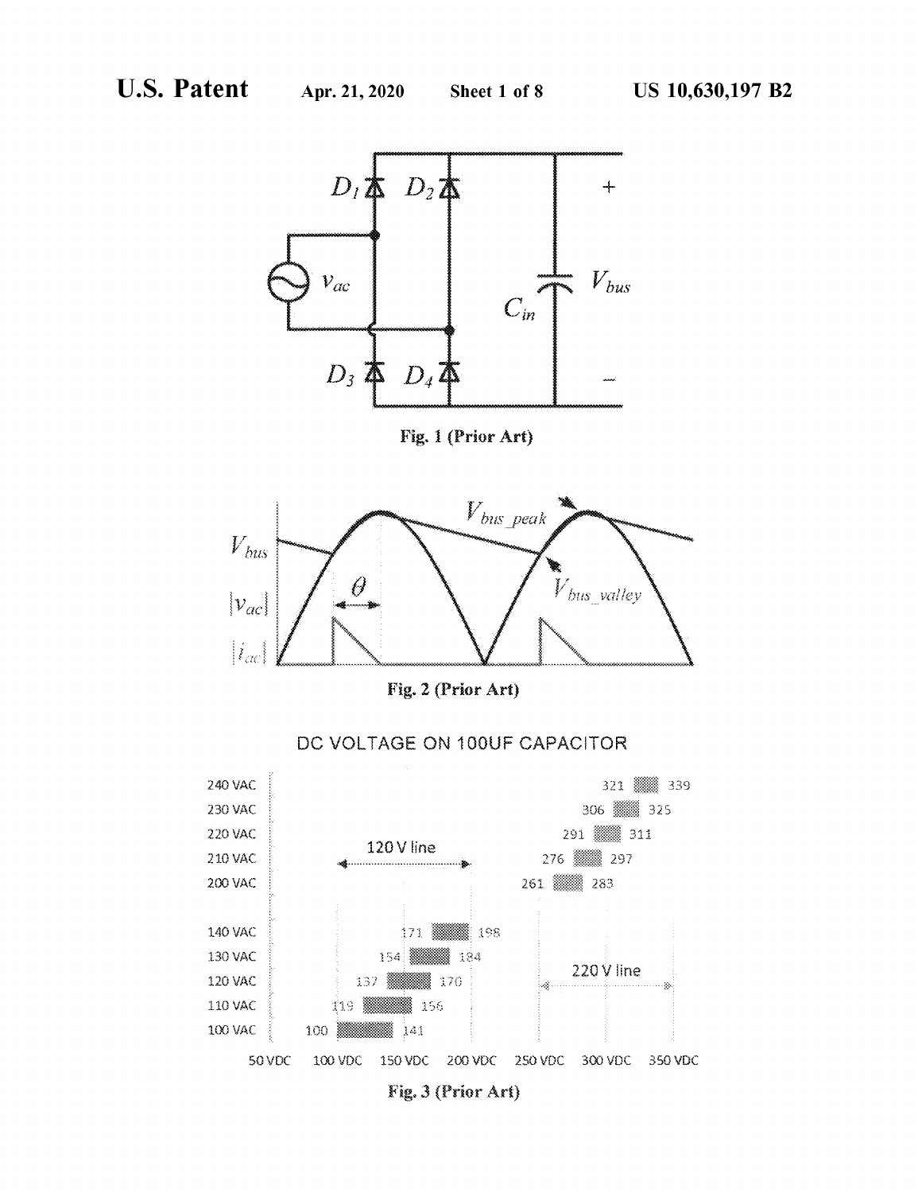Fig. 1 (Prior Art)

Fig. 2 (Prior Art)

DC VOLTAGE ON 100UF CAPACITOR

Fig. 3 (Prior Art)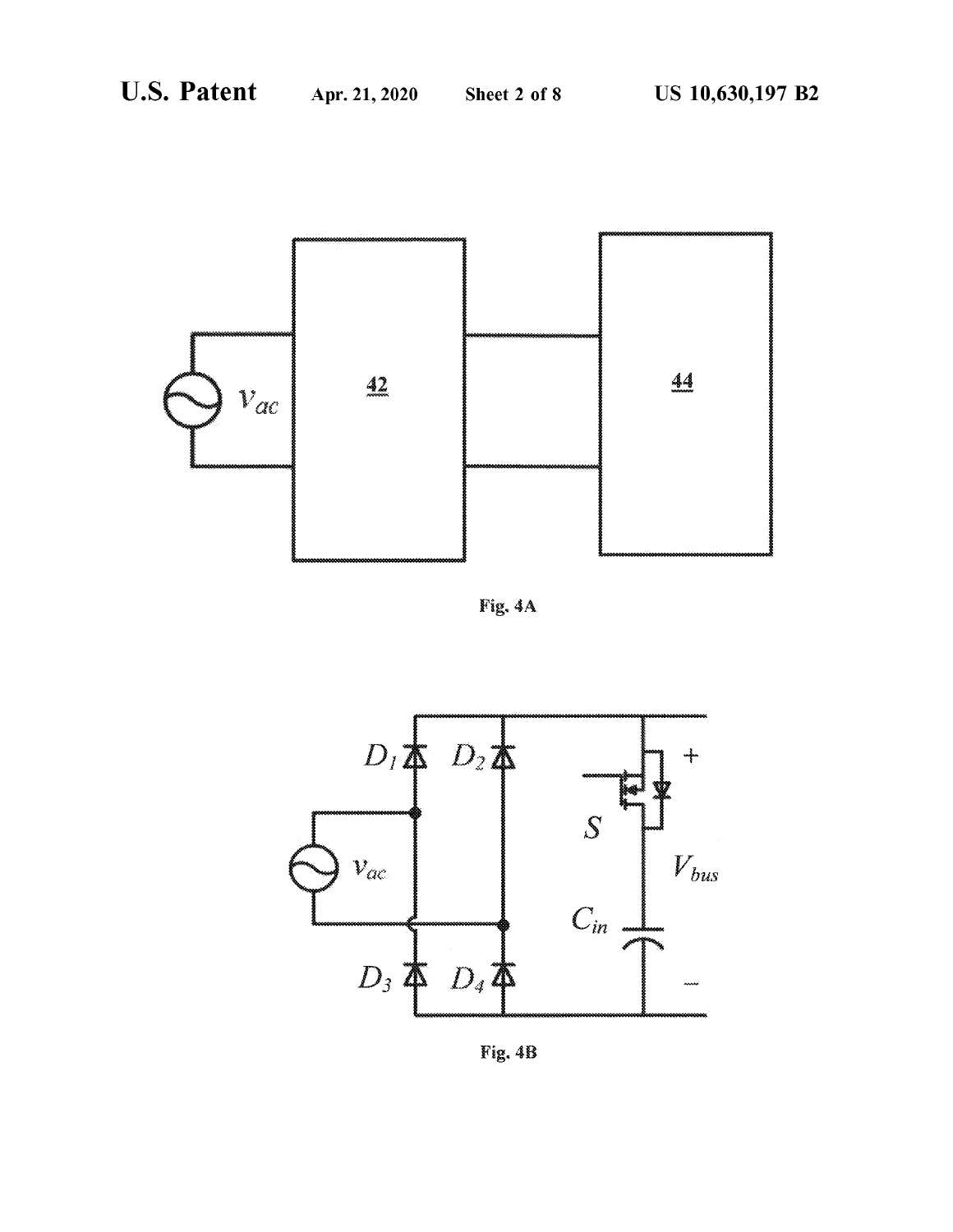Fig. 4A

Fig. 4B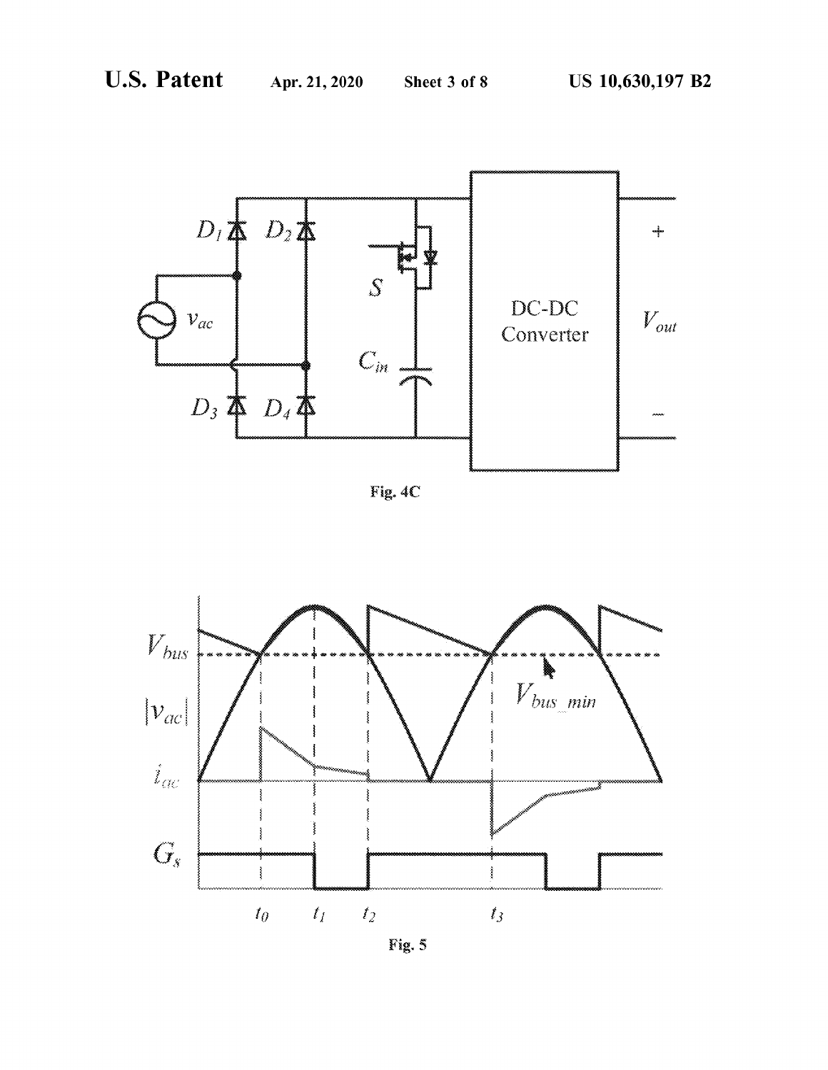Fig. 4C

Fig. 5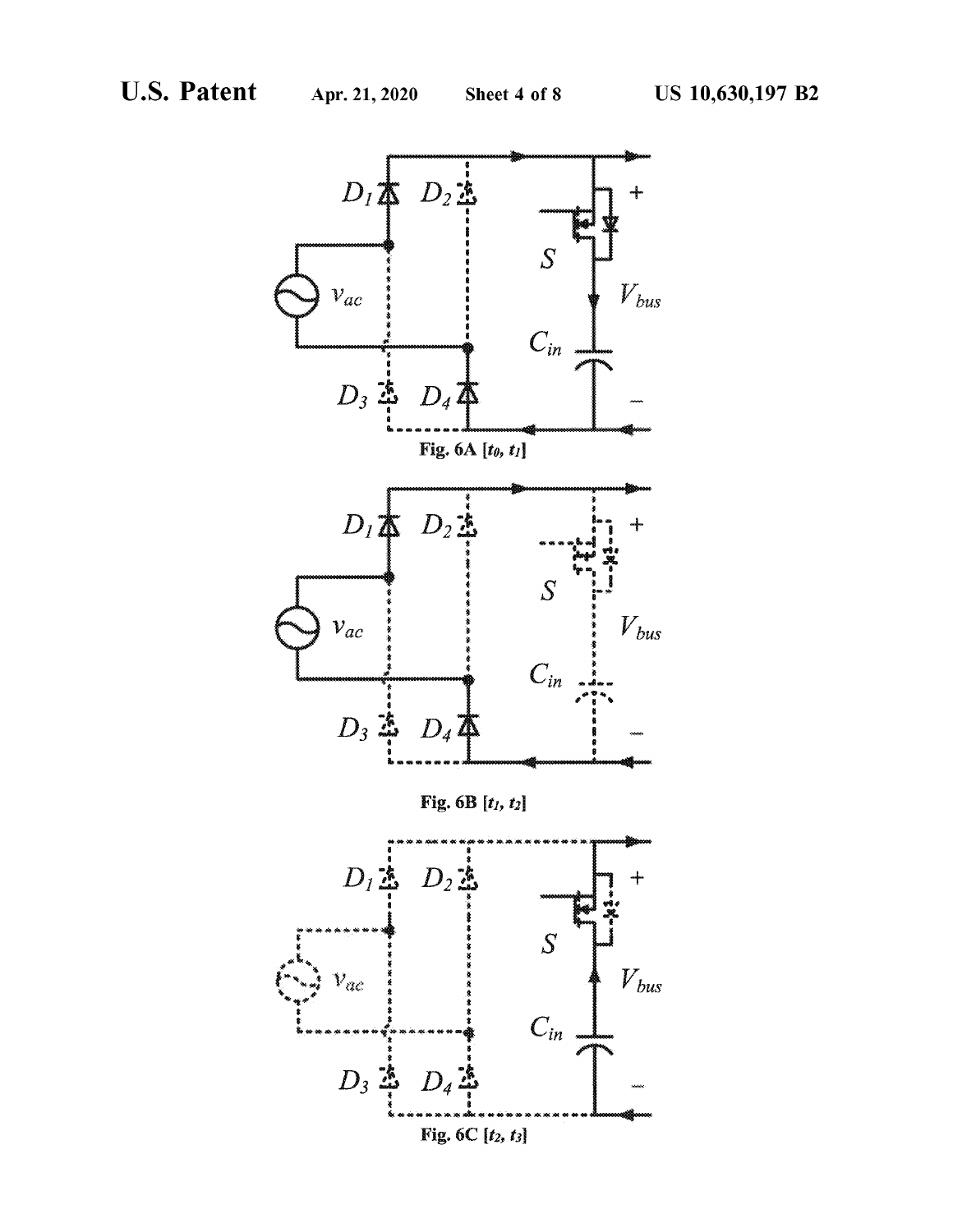Fig. 6A [$t_0$, $t_1$]

Fig. 6B [$t_1$, $t_2$]

Fig. 6C [$t_2$, $t_3$]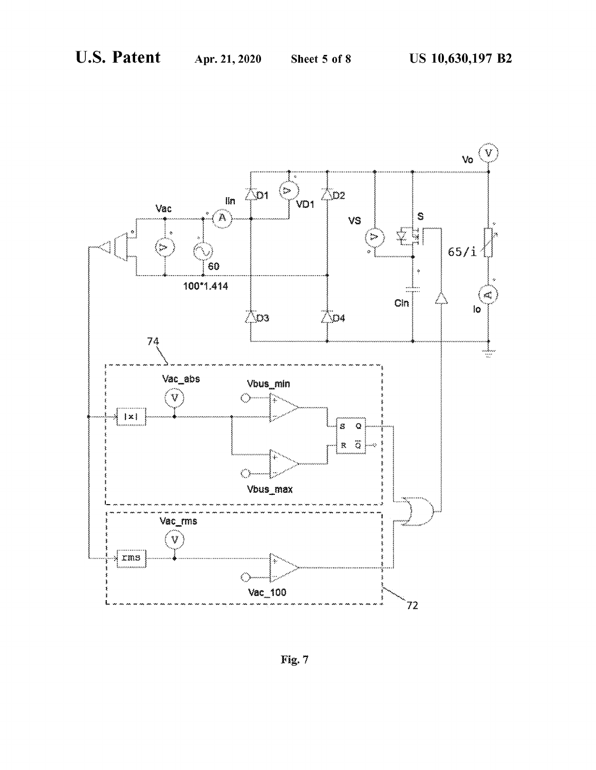Fig. 7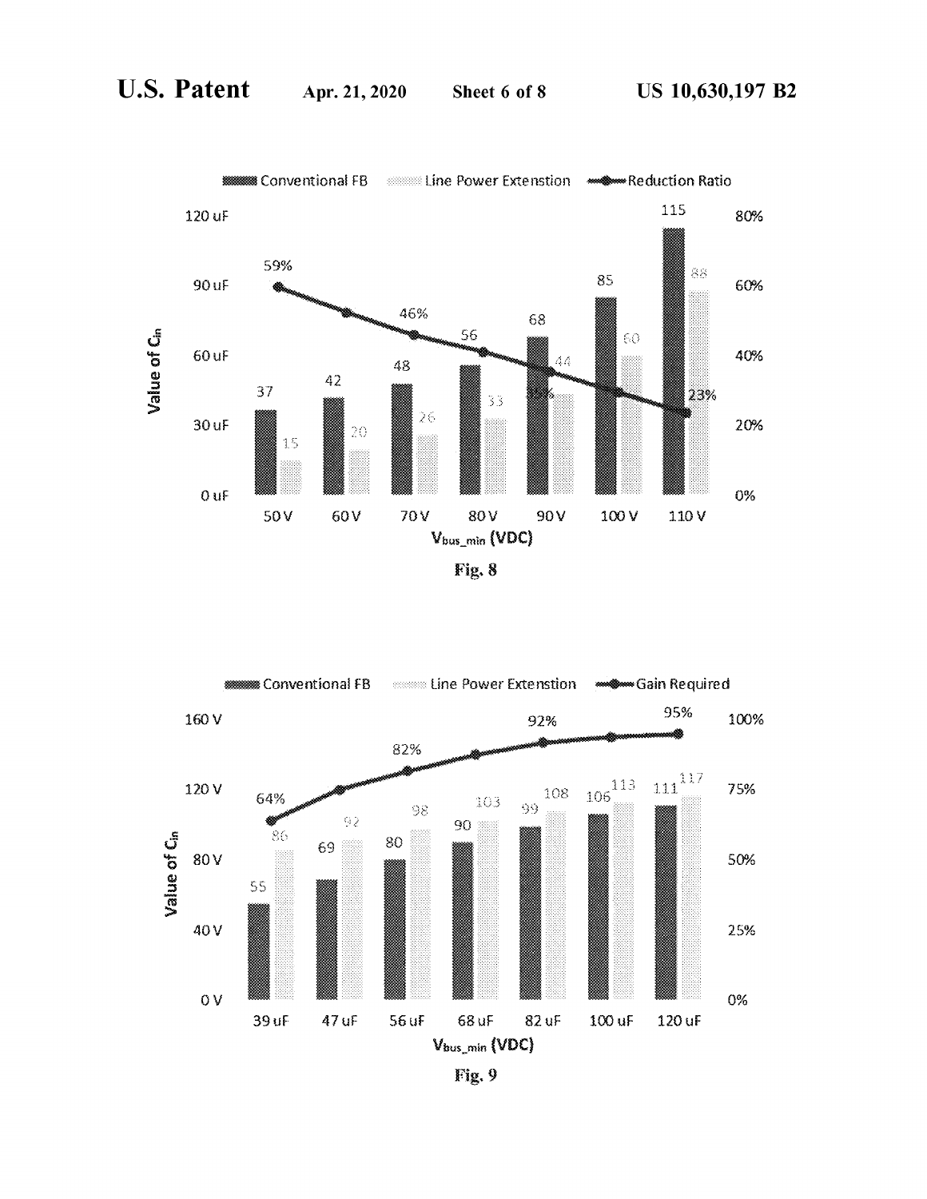| $V_{bus\_min}$ (VDC) | 50 V | 60 V | 70 V | 80 V | 90 V | 100 V | 110 V |
|---|---|---|---|---|---|---|---|
| Conventional FB | 37 | 42 | 48 | 56 | 68 | 85 | 115 |
| Line Power Extenstion | 15 | 20 | 26 | 33 | 44 | 60 | 88 |
| Reduction Ratio | 59% | | 46% | | 35% | | 23% |

Value of $C_{in}$ (0 uF – 120 uF); Reduction Ratio (0% – 80%)

Fig. 8

| $V_{bus\_min}$ (VDC) | 39 uF | 47 uF | 56 uF | 68 uF | 82 uF | 100 uF | 120 uF |
|---|---|---|---|---|---|---|---|
| Conventional FB | 55 | 69 | 80 | 90 | 99 | 106 | 111 |
| Line Power Extenstion | 86 | 92 | 98 | 103 | 108 | 113 | 117 |
| Gain Required | 64% | | 82% | | 92% | | 95% |

Value of $C_{in}$ (0 V – 160 V); Gain Required (0% – 100%)

Fig. 9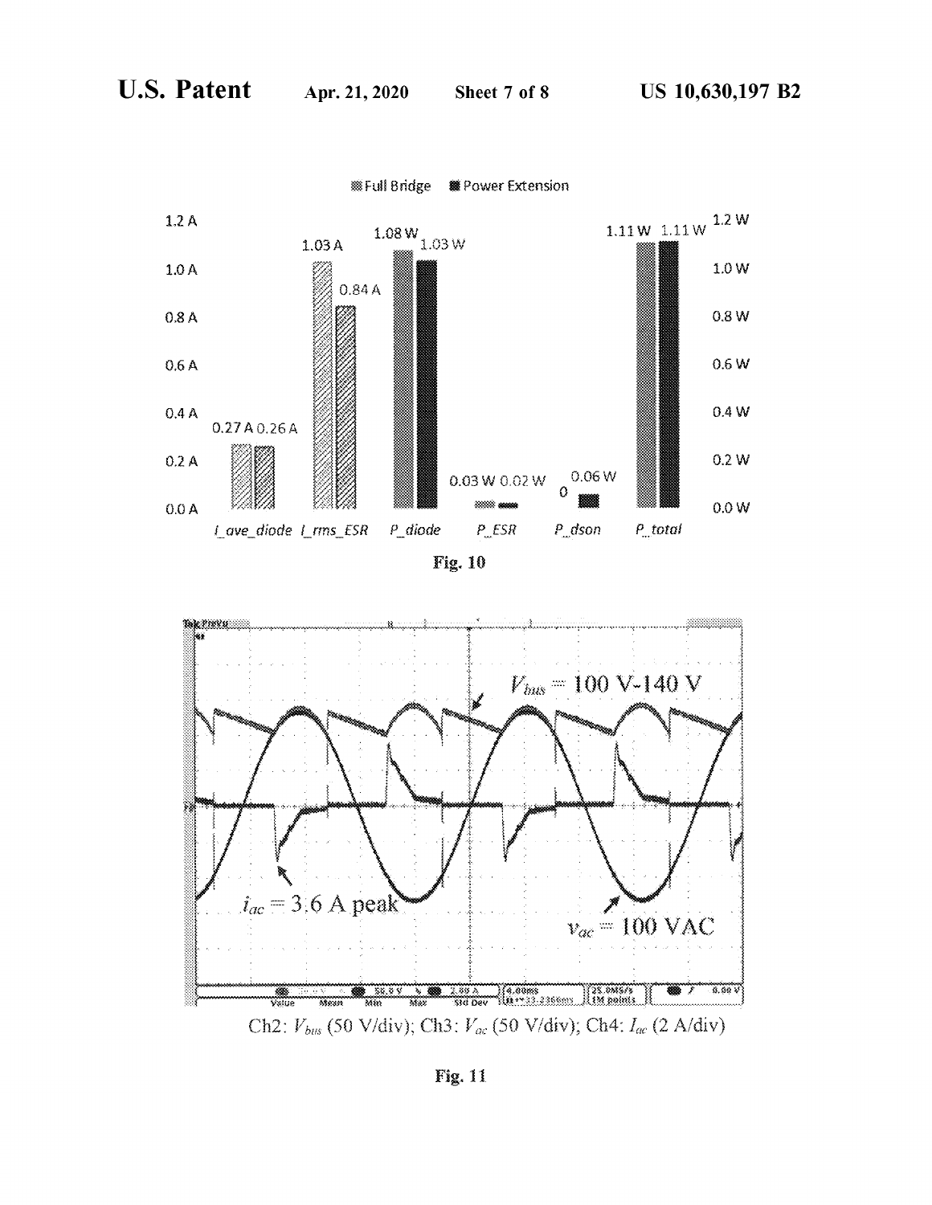| | I_ave_diode | I_rms_ESR | P_diode | P_ESR | P_dson | P_total |
|---|---|---|---|---|---|---|
| Full Bridge | 0.27 A | 1.03 A | 1.08 W | 0.03 W | 0 | 1.11 W |
| Power Extension | 0.26 A | 0.84 A | 1.03 W | 0.02 W | 0.06 W | 1.11 W |

**Fig. 10**

$V_{bus}$ = 100 V-140 V

$i_{ac}$ = 3.6 A peak

$v_{ac}$ = 100 VAC

Ch2: $V_{bus}$ (50 V/div); Ch3: $V_{ac}$ (50 V/div); Ch4: $I_{ac}$ (2 A/div)

**Fig. 11**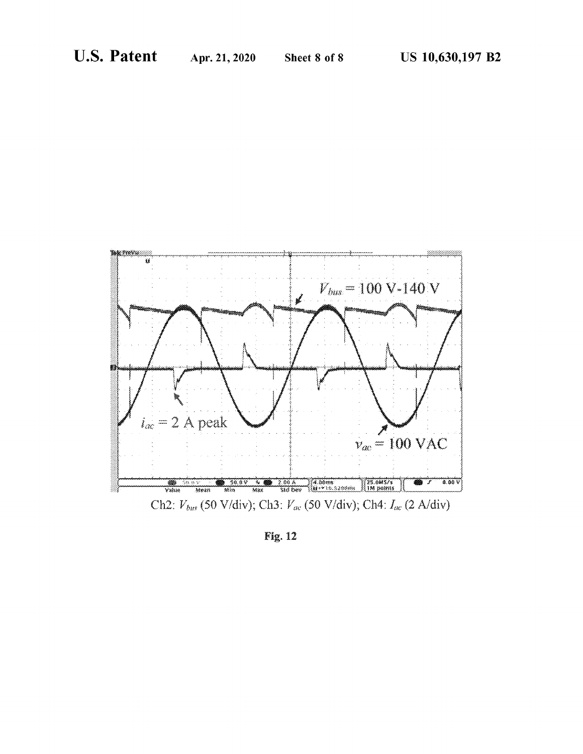Ch2: $V_{bus}$ (50 V/div); Ch3: $V_{ac}$ (50 V/div); Ch4: $I_{ac}$ (2 A/div)

Fig. 12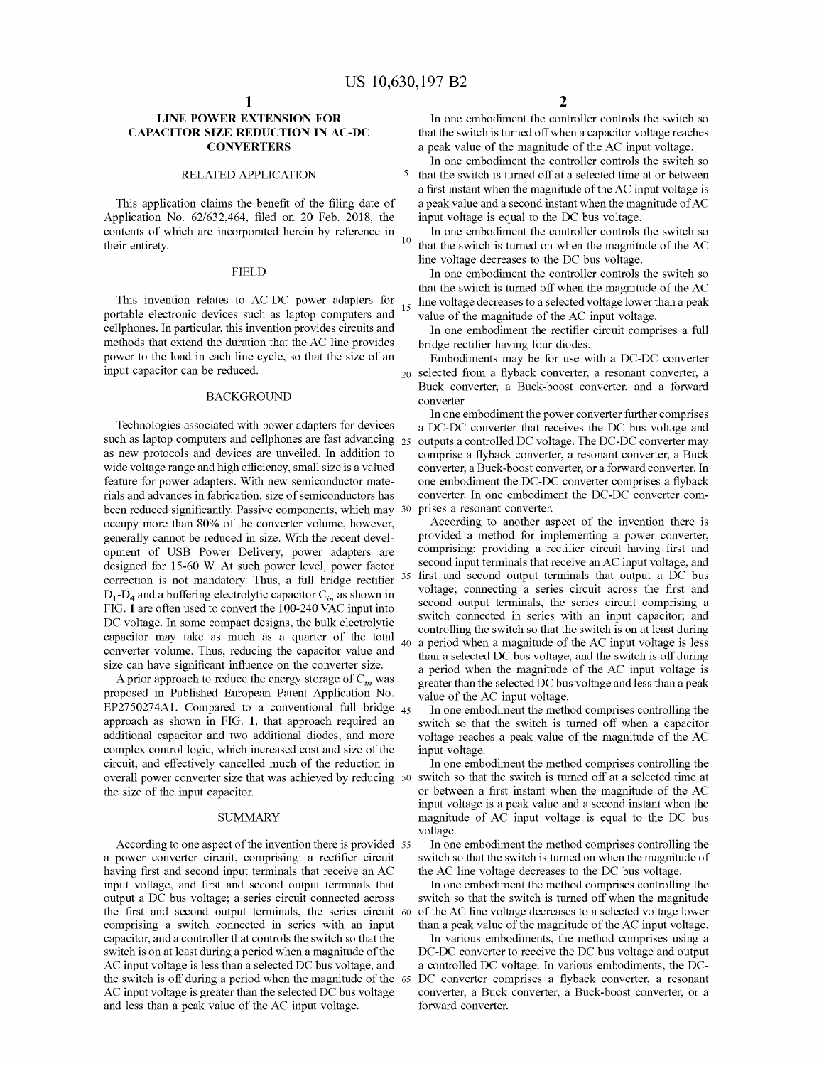# LINE POWER EXTENSION FOR CAPACITOR SIZE REDUCTION IN AC-DC CONVERTERS

## RELATED APPLICATION

This application claims the benefit of the filing date of Application No. 62/632,464, filed on 20 Feb. 2018, the contents of which are incorporated herein by reference in their entirety.

## FIELD

This invention relates to AC-DC power adapters for portable electronic devices such as laptop computers and cellphones. In particular, this invention provides circuits and methods that extend the duration that the AC line provides power to the load in each line cycle, so that the size of an input capacitor can be reduced.

## BACKGROUND

Technologies associated with power adapters for devices such as laptop computers and cellphones are fast advancing as new protocols and devices are unveiled. In addition to wide voltage range and high efficiency, small size is a valued feature for power adapters. With new semiconductor materials and advances in fabrication, size of semiconductors has been reduced significantly. Passive components, which may occupy more than 80% of the converter volume, however, generally cannot be reduced in size. With the recent development of USB Power Delivery, power adapters are designed for 15-60 W. At such power level, power factor correction is not mandatory. Thus, a full bridge rectifier $D_1$-$D_4$ and a buffering electrolytic capacitor $C_{in}$ as shown in FIG. 1 are often used to convert the 100-240 VAC input into DC voltage. In some compact designs, the bulk electrolytic capacitor may take as much as a quarter of the total converter volume. Thus, reducing the capacitor value and size can have significant influence on the converter size.

A prior approach to reduce the energy storage of $C_{in}$ was proposed in Published European Patent Application No. EP2750274A1. Compared to a conventional full bridge approach as shown in FIG. 1, that approach required an additional capacitor and two additional diodes, and more complex control logic, which increased cost and size of the circuit, and effectively cancelled much of the reduction in overall power converter size that was achieved by reducing the size of the input capacitor.

## SUMMARY

According to one aspect of the invention there is provided a power converter circuit, comprising: a rectifier circuit having first and second input terminals that receive an AC input voltage, and first and second output terminals that output a DC bus voltage; a series circuit connected across the first and second output terminals, the series circuit comprising a switch connected in series with an input capacitor, and a controller that controls the switch so that the switch is on at least during a period when a magnitude of the AC input voltage is less than a selected DC bus voltage, and the switch is off during a period when the magnitude of the AC input voltage is greater than the selected DC bus voltage and less than a peak value of the AC input voltage.

In one embodiment the controller controls the switch so that the switch is turned off when a capacitor voltage reaches a peak value of the magnitude of the AC input voltage.

In one embodiment the controller controls the switch so that the switch is turned off at a selected time at or between a first instant when the magnitude of the AC input voltage is a peak value and a second instant when the magnitude of AC input voltage is equal to the DC bus voltage.

In one embodiment the controller controls the switch so that the switch is turned on when the magnitude of the AC line voltage decreases to the DC bus voltage.

In one embodiment the controller controls the switch so that the switch is turned off when the magnitude of the AC line voltage decreases to a selected voltage lower than a peak value of the magnitude of the AC input voltage.

In one embodiment the rectifier circuit comprises a full bridge rectifier having four diodes.

Embodiments may be for use with a DC-DC converter selected from a flyback converter, a resonant converter, a Buck converter, a Buck-boost converter, and a forward converter.

In one embodiment the power converter further comprises a DC-DC converter that receives the DC bus voltage and outputs a controlled DC voltage. The DC-DC converter may comprise a flyback converter, a resonant converter, a Buck converter, a Buck-boost converter, or a forward converter. In one embodiment the DC-DC converter comprises a flyback converter. In one embodiment the DC-DC converter comprises a resonant converter.

According to another aspect of the invention there is provided a method for implementing a power converter, comprising: providing a rectifier circuit having first and second input terminals that receive an AC input voltage, and first and second output terminals that output a DC bus voltage; connecting a series circuit across the first and second output terminals, the series circuit comprising a switch connected in series with an input capacitor; and controlling the switch so that the switch is on at least during a period when a magnitude of the AC input voltage is less than a selected DC bus voltage, and the switch is off during a period when the magnitude of the AC input voltage is greater than the selected DC bus voltage and less than a peak value of the AC input voltage.

In one embodiment the method comprises controlling the switch so that the switch is turned off when a capacitor voltage reaches a peak value of the magnitude of the AC input voltage.

In one embodiment the method comprises controlling the switch so that the switch is turned off at a selected time at or between a first instant when the magnitude of the AC input voltage is a peak value and a second instant when the magnitude of AC input voltage is equal to the DC bus voltage.

In one embodiment the method comprises controlling the switch so that the switch is turned on when the magnitude of the AC line voltage decreases to the DC bus voltage.

In one embodiment the method comprises controlling the switch so that the switch is turned off when the magnitude of the AC line voltage decreases to a selected voltage lower than a peak value of the magnitude of the AC input voltage.

In various embodiments, the method comprises using a DC-DC converter to receive the DC bus voltage and output a controlled DC voltage. In various embodiments, the DC-DC converter comprises a flyback converter, a resonant converter, a Buck converter, a Buck-boost converter, or a forward converter.